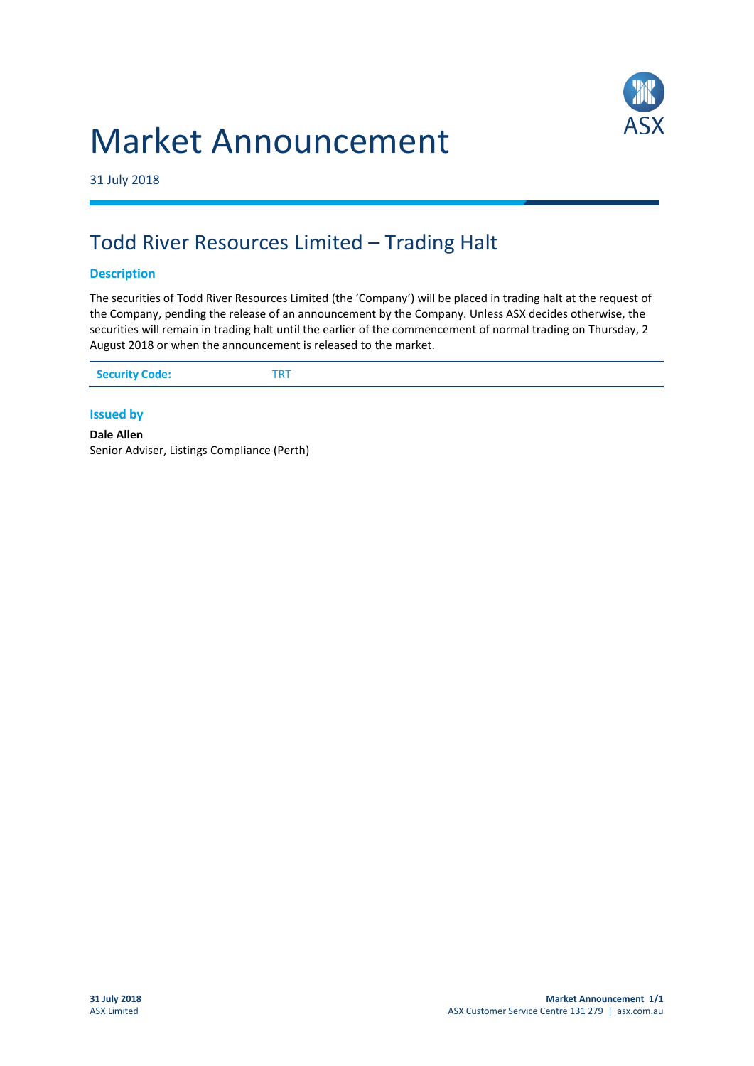# Market Announcement

31 July 2018

## Todd River Resources Limited – Trading Halt

### Description

The securities of Todd River Resources Limited (the 'Company') will be placed in trading halt at the request of the Company, pending the release of an announcement by the Company. Unless ASX decides otherwise, the securities will remain in trading halt until the earlier of the commencement of normal trading on Thursday, 2 August 2018 or when the announcement is released to the market.

| Security Code: | TRT |
| --- | --- |

### Issued by

**Dale Allen**
Senior Adviser, Listings Compliance (Perth)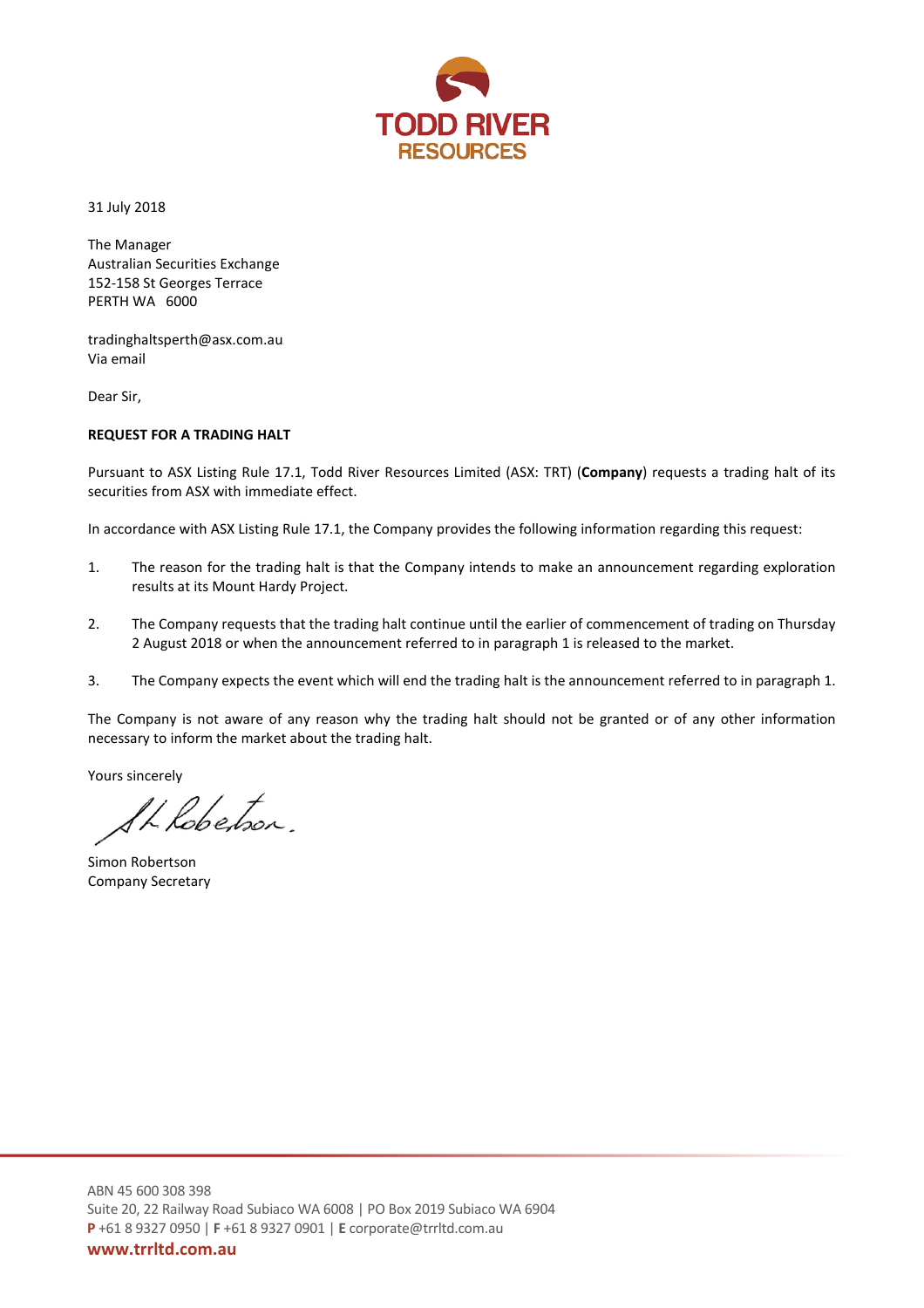TODD RIVER
RESOURCES

31 July 2018

The Manager
Australian Securities Exchange
152-158 St Georges Terrace
PERTH WA 6000

tradinghaltsperth@asx.com.au
Via email

Dear Sir,

**REQUEST FOR A TRADING HALT**

Pursuant to ASX Listing Rule 17.1, Todd River Resources Limited (ASX: TRT) (**Company**) requests a trading halt of its securities from ASX with immediate effect.

In accordance with ASX Listing Rule 17.1, the Company provides the following information regarding this request:

1. The reason for the trading halt is that the Company intends to make an announcement regarding exploration results at its Mount Hardy Project.
2. The Company requests that the trading halt continue until the earlier of commencement of trading on Thursday 2 August 2018 or when the announcement referred to in paragraph 1 is released to the market.
3. The Company expects the event which will end the trading halt is the announcement referred to in paragraph 1.

The Company is not aware of any reason why the trading halt should not be granted or of any other information necessary to inform the market about the trading halt.

Yours sincerely

Simon Robertson
Company Secretary

ABN 45 600 308 398
Suite 20, 22 Railway Road Subiaco WA 6008 | PO Box 2019 Subiaco WA 6904
**P** +61 8 9327 0950 | **F** +61 8 9327 0901 | **E** corporate@trrltd.com.au
**www.trrltd.com.au**